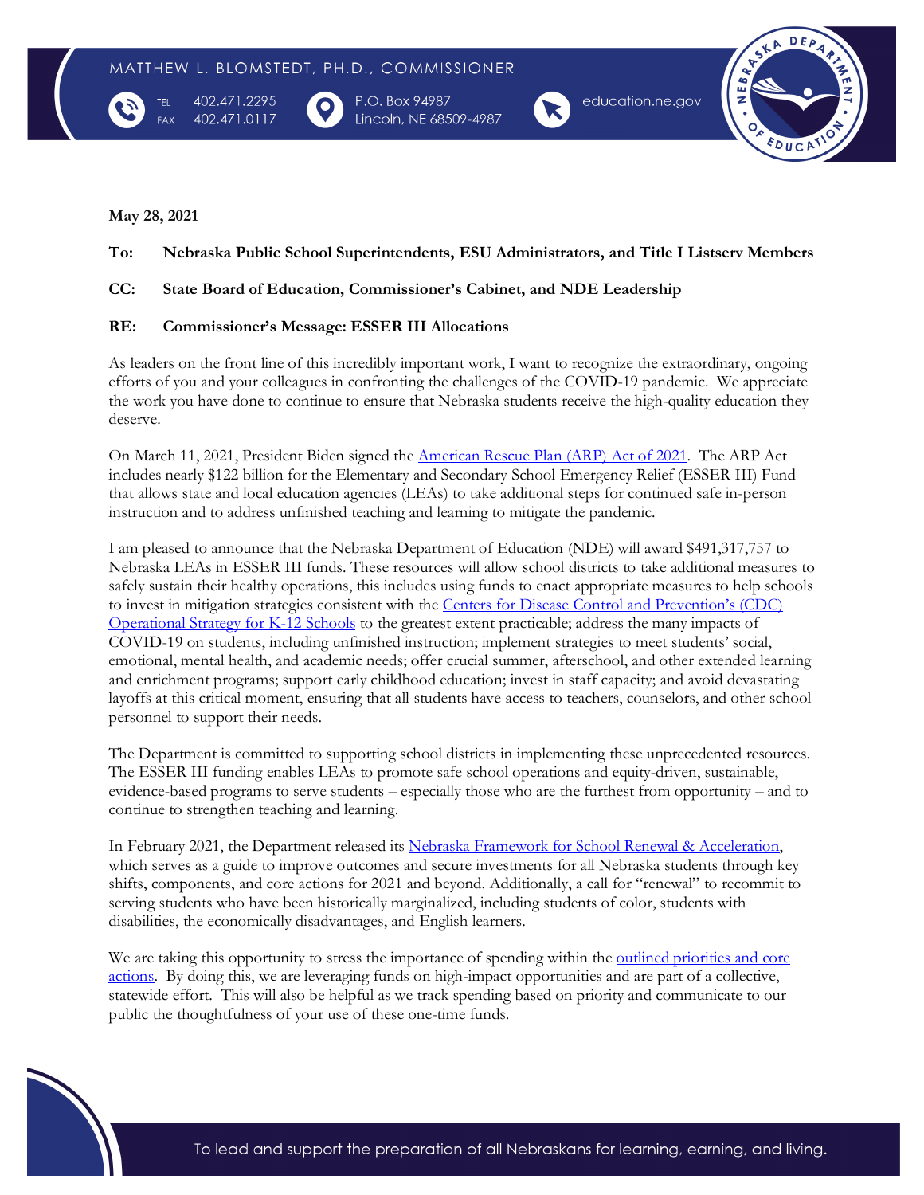MATTHEW L. BLOMSTEDT, PH.D., COMMISSIONER

TEL 402.471.2295
FAX 402.471.0117

P.O. Box 94987
Lincoln, NE 68509-4987

education.ne.gov

**May 28, 2021**

**To: Nebraska Public School Superintendents, ESU Administrators, and Title I Listserv Members**

**CC: State Board of Education, Commissioner's Cabinet, and NDE Leadership**

**RE: Commissioner's Message: ESSER III Allocations**

As leaders on the front line of this incredibly important work, I want to recognize the extraordinary, ongoing efforts of you and your colleagues in confronting the challenges of the COVID-19 pandemic. We appreciate the work you have done to continue to ensure that Nebraska students receive the high-quality education they deserve.

On March 11, 2021, President Biden signed the American Rescue Plan (ARP) Act of 2021. The ARP Act includes nearly $122 billion for the Elementary and Secondary School Emergency Relief (ESSER III) Fund that allows state and local education agencies (LEAs) to take additional steps for continued safe in-person instruction and to address unfinished teaching and learning to mitigate the pandemic.

I am pleased to announce that the Nebraska Department of Education (NDE) will award $491,317,757 to Nebraska LEAs in ESSER III funds. These resources will allow school districts to take additional measures to safely sustain their healthy operations, this includes using funds to enact appropriate measures to help schools to invest in mitigation strategies consistent with the Centers for Disease Control and Prevention's (CDC) Operational Strategy for K-12 Schools to the greatest extent practicable; address the many impacts of COVID-19 on students, including unfinished instruction; implement strategies to meet students' social, emotional, mental health, and academic needs; offer crucial summer, afterschool, and other extended learning and enrichment programs; support early childhood education; invest in staff capacity; and avoid devastating layoffs at this critical moment, ensuring that all students have access to teachers, counselors, and other school personnel to support their needs.

The Department is committed to supporting school districts in implementing these unprecedented resources. The ESSER III funding enables LEAs to promote safe school operations and equity-driven, sustainable, evidence-based programs to serve students – especially those who are the furthest from opportunity – and to continue to strengthen teaching and learning.

In February 2021, the Department released its Nebraska Framework for School Renewal & Acceleration, which serves as a guide to improve outcomes and secure investments for all Nebraska students through key shifts, components, and core actions for 2021 and beyond. Additionally, a call for "renewal" to recommit to serving students who have been historically marginalized, including students of color, students with disabilities, the economically disadvantages, and English learners.

We are taking this opportunity to stress the importance of spending within the outlined priorities and core actions. By doing this, we are leveraging funds on high-impact opportunities and are part of a collective, statewide effort. This will also be helpful as we track spending based on priority and communicate to our public the thoughtfulness of your use of these one-time funds.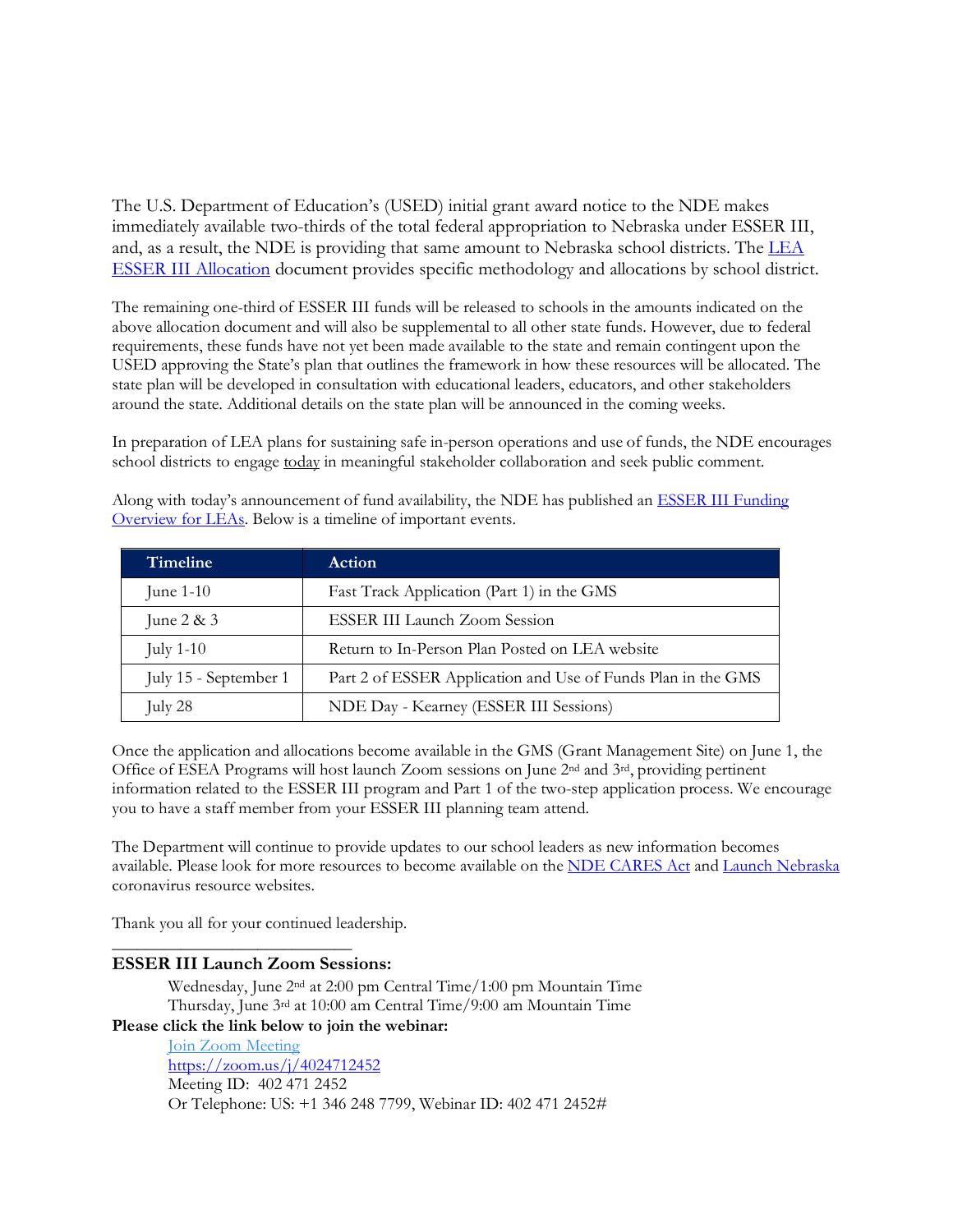The U.S. Department of Education's (USED) initial grant award notice to the NDE makes immediately available two-thirds of the total federal appropriation to Nebraska under ESSER III, and, as a result, the NDE is providing that same amount to Nebraska school districts. The [LEA ESSER III Allocation]() document provides specific methodology and allocations by school district.

The remaining one-third of ESSER III funds will be released to schools in the amounts indicated on the above allocation document and will also be supplemental to all other state funds. However, due to federal requirements, these funds have not yet been made available to the state and remain contingent upon the USED approving the State's plan that outlines the framework in how these resources will be allocated. The state plan will be developed in consultation with educational leaders, educators, and other stakeholders around the state. Additional details on the state plan will be announced in the coming weeks.

In preparation of LEA plans for sustaining safe in-person operations and use of funds, the NDE encourages school districts to engage today in meaningful stakeholder collaboration and seek public comment.

Along with today's announcement of fund availability, the NDE has published an [ESSER III Funding Overview for LEAs](). Below is a timeline of important events.

| Timeline | Action |
|---|---|
| June 1-10 | Fast Track Application (Part 1) in the GMS |
| June 2 & 3 | ESSER III Launch Zoom Session |
| July 1-10 | Return to In-Person Plan Posted on LEA website |
| July 15 - September 1 | Part 2 of ESSER Application and Use of Funds Plan in the GMS |
| July 28 | NDE Day - Kearney (ESSER III Sessions) |

Once the application and allocations become available in the GMS (Grant Management Site) on June 1, the Office of ESEA Programs will host launch Zoom sessions on June 2nd and 3rd, providing pertinent information related to the ESSER III program and Part 1 of the two-step application process. We encourage you to have a staff member from your ESSER III planning team attend.

The Department will continue to provide updates to our school leaders as new information becomes available. Please look for more resources to become available on the [NDE CARES Act]() and [Launch Nebraska]() coronavirus resource websites.

Thank you all for your continued leadership.

---

**ESSER III Launch Zoom Sessions:**

Wednesday, June 2nd at 2:00 pm Central Time/1:00 pm Mountain Time
Thursday, June 3rd at 10:00 am Central Time/9:00 am Mountain Time

**Please click the link below to join the webinar:**

[Join Zoom Meeting]()
https://zoom.us/j/4024712452
Meeting ID: 402 471 2452
Or Telephone: US: +1 346 248 7799, Webinar ID: 402 471 2452#